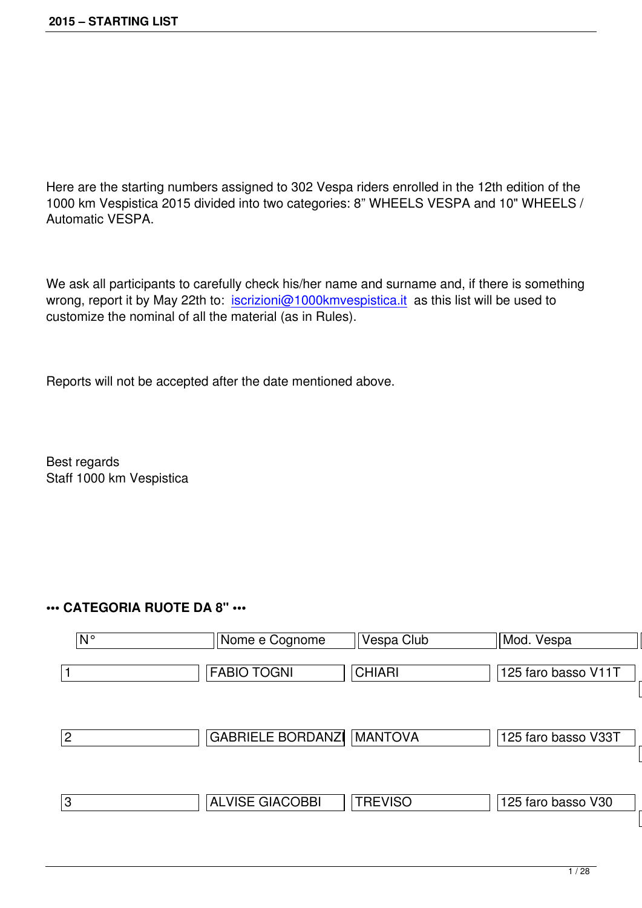Here are the starting numbers assigned to 302 Vespa riders enrolled in the 12th edition of the 1000 km Vespistica 2015 divided into two categories: 8” WHEELS VESPA and 10" WHEELS / Automatic VESPA.

We ask all participants to carefully check his/her name and surname and, if there is something wrong, report it by May 22th to: iscrizioni@1000kmvespistica.it as this list will be used to customize the nominal of all the material (as in Rules).

Reports will not be accepted after the date mentioned above.

Best regards
Staff 1000 km Vespistica

**••• CATEGORIA RUOTE DA 8" •••**

| N° | Nome e Cognome | Vespa Club | Mod. Vespa |
|---|---|---|---|
| 1 | FABIO TOGNI | CHIARI | 125 faro basso V11T |
| 2 | GABRIELE BORDANZI | MANTOVA | 125 faro basso V33T |
| 3 | ALVISE GIACOBBI | TREVISO | 125 faro basso V30 |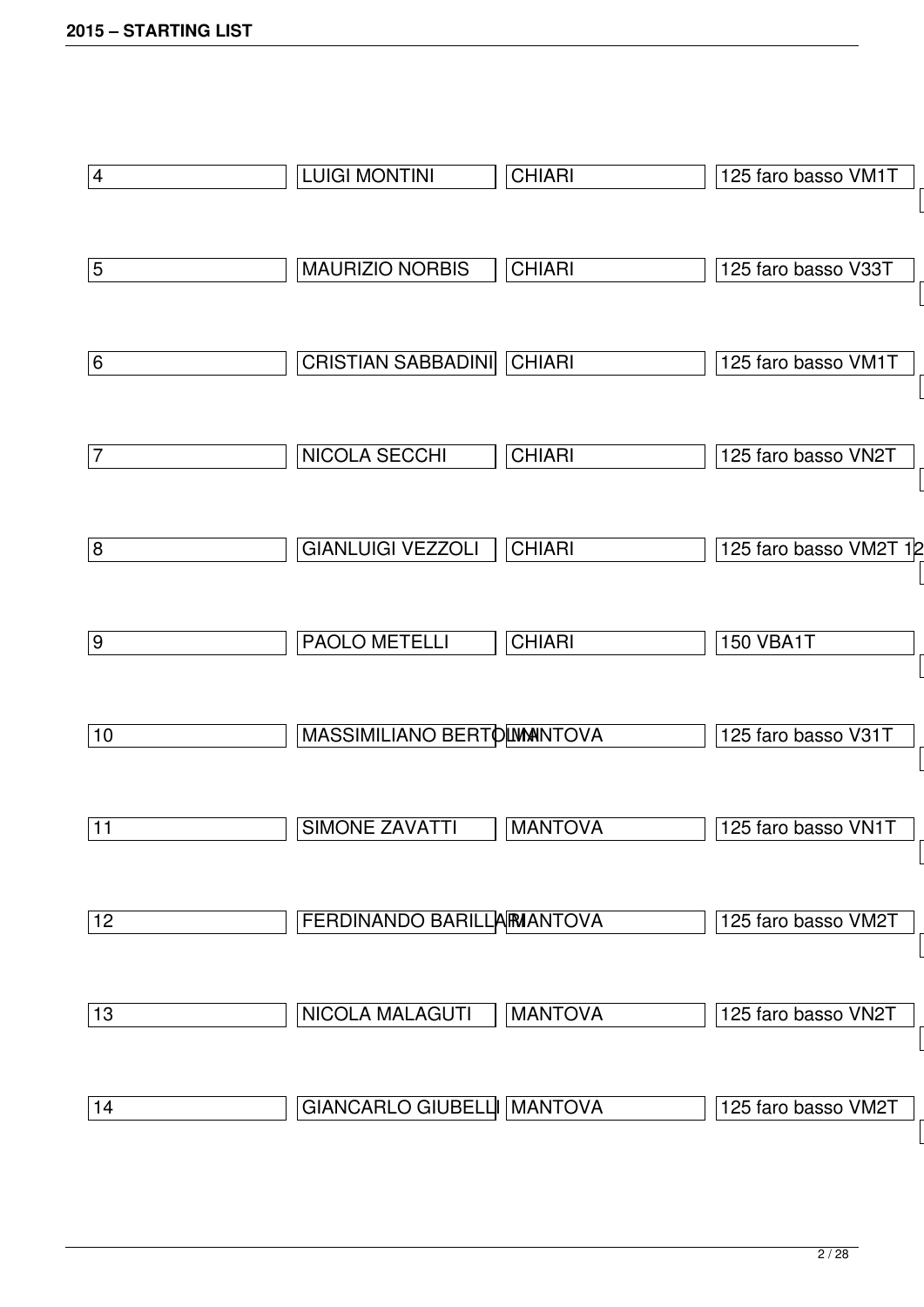| | | | |
|---|---|---|---|
| 4 | LUIGI MONTINI | CHIARI | 125 faro basso VM1T |
| 5 | MAURIZIO NORBIS | CHIARI | 125 faro basso V33T |
| 6 | CRISTIAN SABBADINI | CHIARI | 125 faro basso VM1T |
| 7 | NICOLA SECCHI | CHIARI | 125 faro basso VN2T |
| 8 | GIANLUIGI VEZZOLI | CHIARI | 125 faro basso VM2T 12 |
| 9 | PAOLO METELLI | CHIARI | 150 VBA1T |
| 10 | MASSIMILIANO BERTOLINI | MANTOVA | 125 faro basso V31T |
| 11 | SIMONE ZAVATTI | MANTOVA | 125 faro basso VN1T |
| 12 | FERDINANDO BARILLARI | MANTOVA | 125 faro basso VM2T |
| 13 | NICOLA MALAGUTI | MANTOVA | 125 faro basso VN2T |
| 14 | GIANCARLO GIUBELLI | MANTOVA | 125 faro basso VM2T |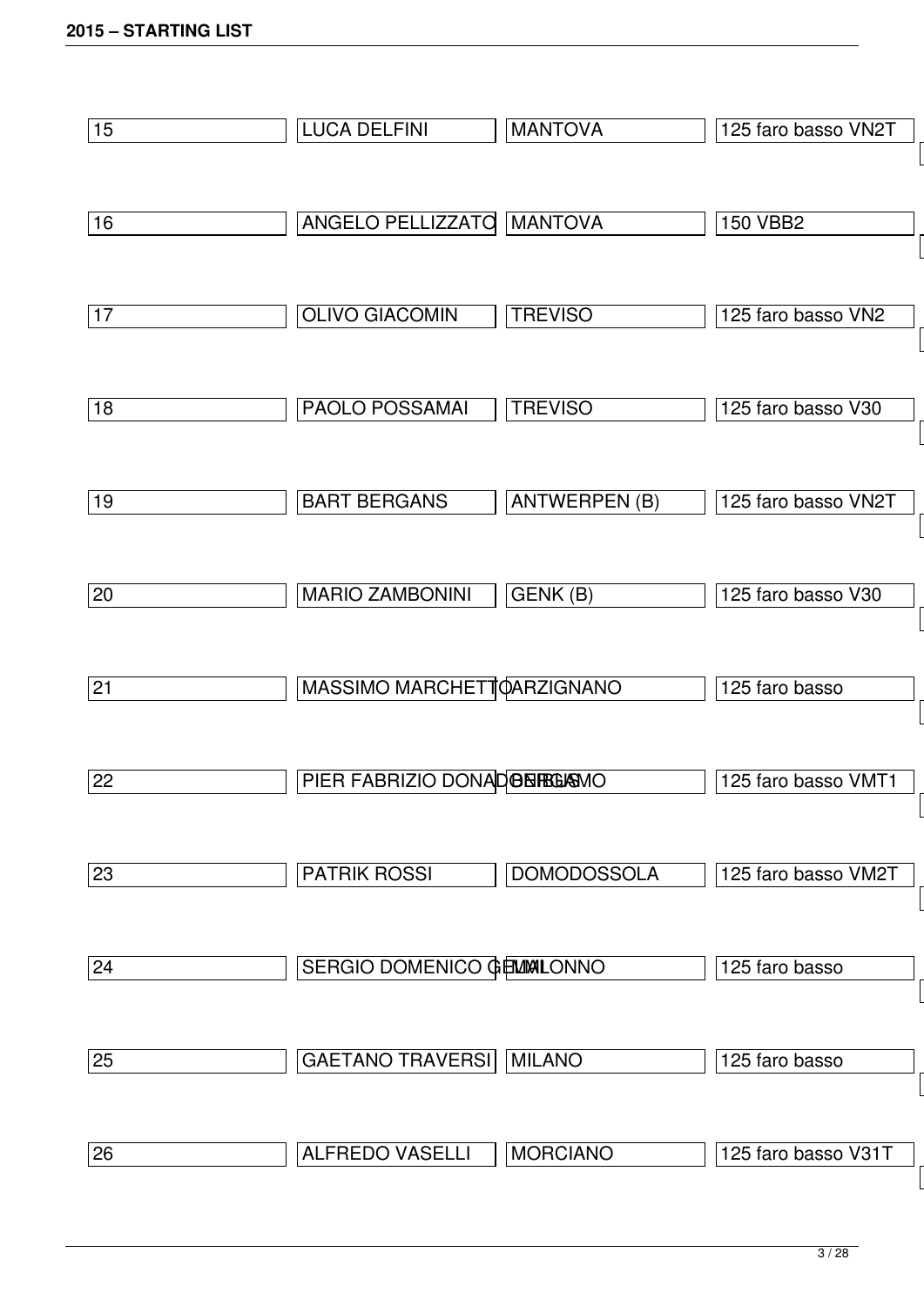| | | | |
|---|---|---|---|
| 15 | LUCA DELFINI | MANTOVA | 125 faro basso VN2T |
| 16 | ANGELO PELLIZZATO | MANTOVA | 150 VBB2 |
| 17 | OLIVO GIACOMIN | TREVISO | 125 faro basso VN2 |
| 18 | PAOLO POSSAMAI | TREVISO | 125 faro basso V30 |
| 19 | BART BERGANS | ANTWERPEN (B) | 125 faro basso VN2T |
| 20 | MARIO ZAMBONINI | GENK (B) | 125 faro basso V30 |
| 21 | MASSIMO MARCHETTO | ARZIGNANO | 125 faro basso |
| 22 | PIER FABRIZIO DONADONI | BERGAMO | 125 faro basso VMT1 |
| 23 | PATRIK ROSSI | DOMODOSSOLA | 125 faro basso VM2T |
| 24 | SERGIO DOMENICO GEMMI | LIMONNO | 125 faro basso |
| 25 | GAETANO TRAVERSI | MILANO | 125 faro basso |
| 26 | ALFREDO VASELLI | MORCIANO | 125 faro basso V31T |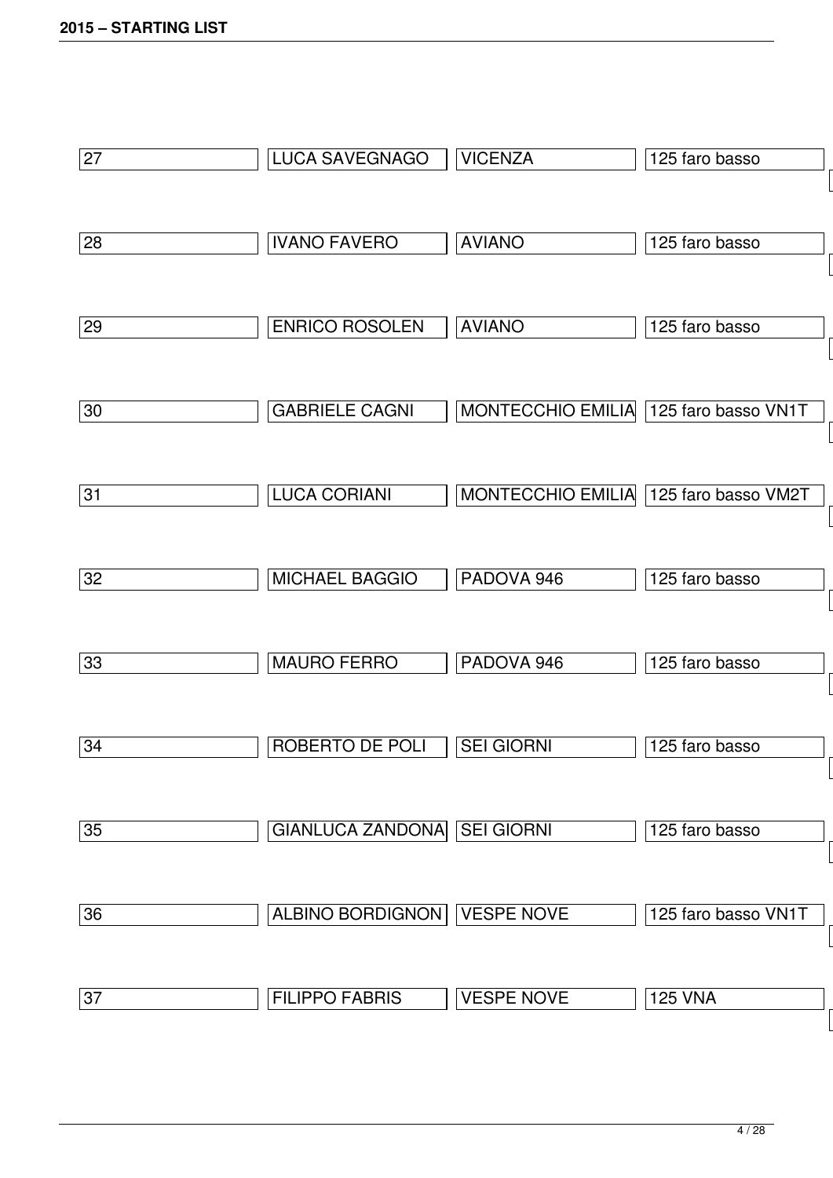| | | | |
|---|---|---|---|
| 27 | LUCA SAVEGNAGO | VICENZA | 125 faro basso |
| 28 | IVANO FAVERO | AVIANO | 125 faro basso |
| 29 | ENRICO ROSOLEN | AVIANO | 125 faro basso |
| 30 | GABRIELE CAGNI | MONTECCHIO EMILIA | 125 faro basso VN1T |
| 31 | LUCA CORIANI | MONTECCHIO EMILIA | 125 faro basso VM2T |
| 32 | MICHAEL BAGGIO | PADOVA 946 | 125 faro basso |
| 33 | MAURO FERRO | PADOVA 946 | 125 faro basso |
| 34 | ROBERTO DE POLI | SEI GIORNI | 125 faro basso |
| 35 | GIANLUCA ZANDONA | SEI GIORNI | 125 faro basso |
| 36 | ALBINO BORDIGNON | VESPE NOVE | 125 faro basso VN1T |
| 37 | FILIPPO FABRIS | VESPE NOVE | 125 VNA |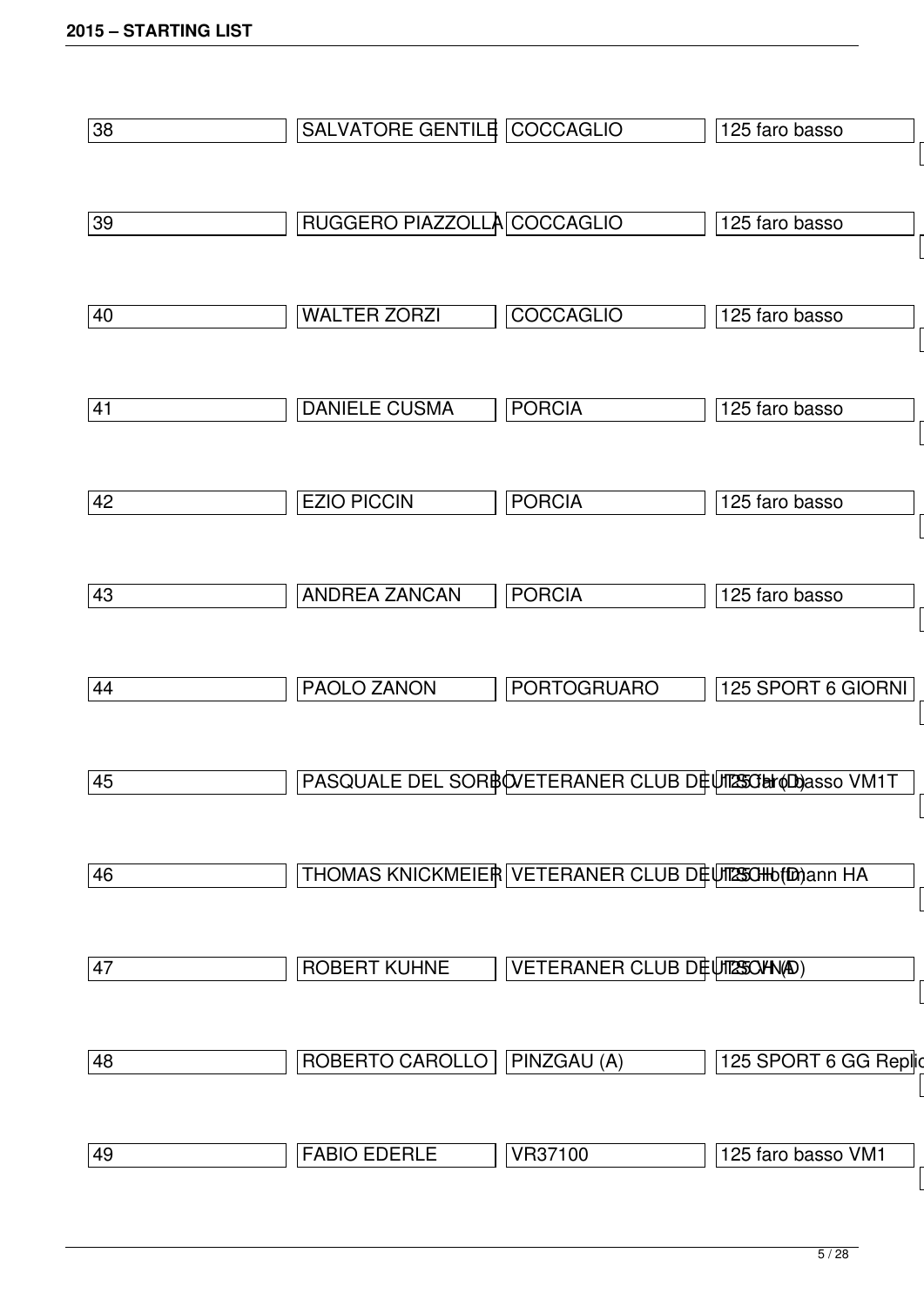| | | | |
|---|---|---|---|
| 38 | SALVATORE GENTILE | COCCAGLIO | 125 faro basso |
| 39 | RUGGERO PIAZZOLLA | COCCAGLIO | 125 faro basso |
| 40 | WALTER ZORZI | COCCAGLIO | 125 faro basso |
| 41 | DANIELE CUSMA | PORCIA | 125 faro basso |
| 42 | EZIO PICCIN | PORCIA | 125 faro basso |
| 43 | ANDREA ZANCAN | PORCIA | 125 faro basso |
| 44 | PAOLO ZANON | PORTOGRUARO | 125 SPORT 6 GIORNI |
| 45 | PASQUALE DEL SORBO | VETERANER CLUB DEUTSCH (D) | 125 faro basso VM1T |
| 46 | THOMAS KNICKMEIER | VETERANER CLUB DEUTSCH (D) | 125 Hoffmann HA |
| 47 | ROBERT KUHNE | VETERANER CLUB DEUTSCH (D) | 125 VNA |
| 48 | ROBERTO CAROLLO | PINZGAU (A) | 125 SPORT 6 GG Replic |
| 49 | FABIO EDERLE | VR37100 | 125 faro basso VM1 |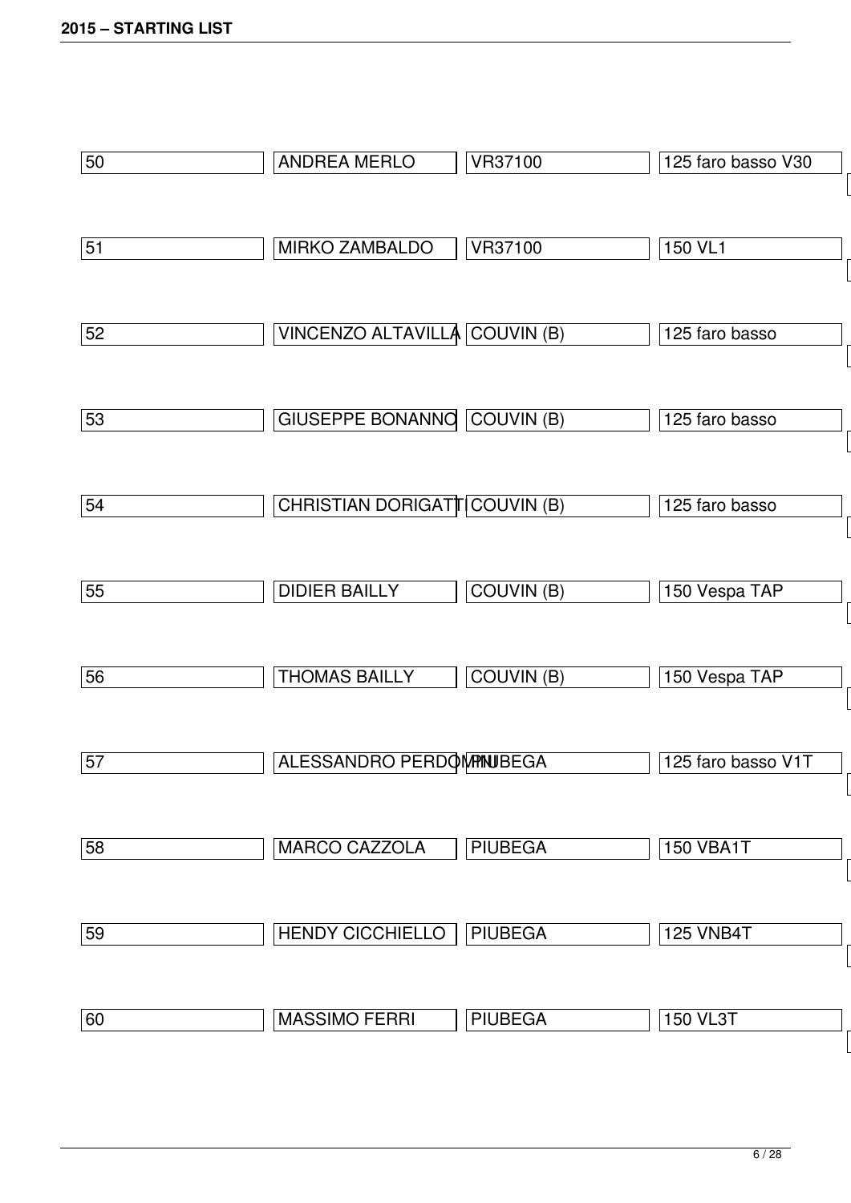| 50 | ANDREA MERLO | VR37100 | 125 faro basso V30 |
| --- | --- | --- | --- |
| 51 | MIRKO ZAMBALDO | VR37100 | 150 VL1 |
| 52 | VINCENZO ALTAVILLA | COUVIN (B) | 125 faro basso |
| 53 | GIUSEPPE BONANNO | COUVIN (B) | 125 faro basso |
| 54 | CHRISTIAN DORIGATTI | COUVIN (B) | 125 faro basso |
| 55 | DIDIER BAILLY | COUVIN (B) | 150 Vespa TAP |
| 56 | THOMAS BAILLY | COUVIN (B) | 150 Vespa TAP |
| 57 | ALESSANDRO PERDOMINI | PIUBEGA | 125 faro basso V1T |
| 58 | MARCO CAZZOLA | PIUBEGA | 150 VBA1T |
| 59 | HENDY CICCHIELLO | PIUBEGA | 125 VNB4T |
| 60 | MASSIMO FERRI | PIUBEGA | 150 VL3T |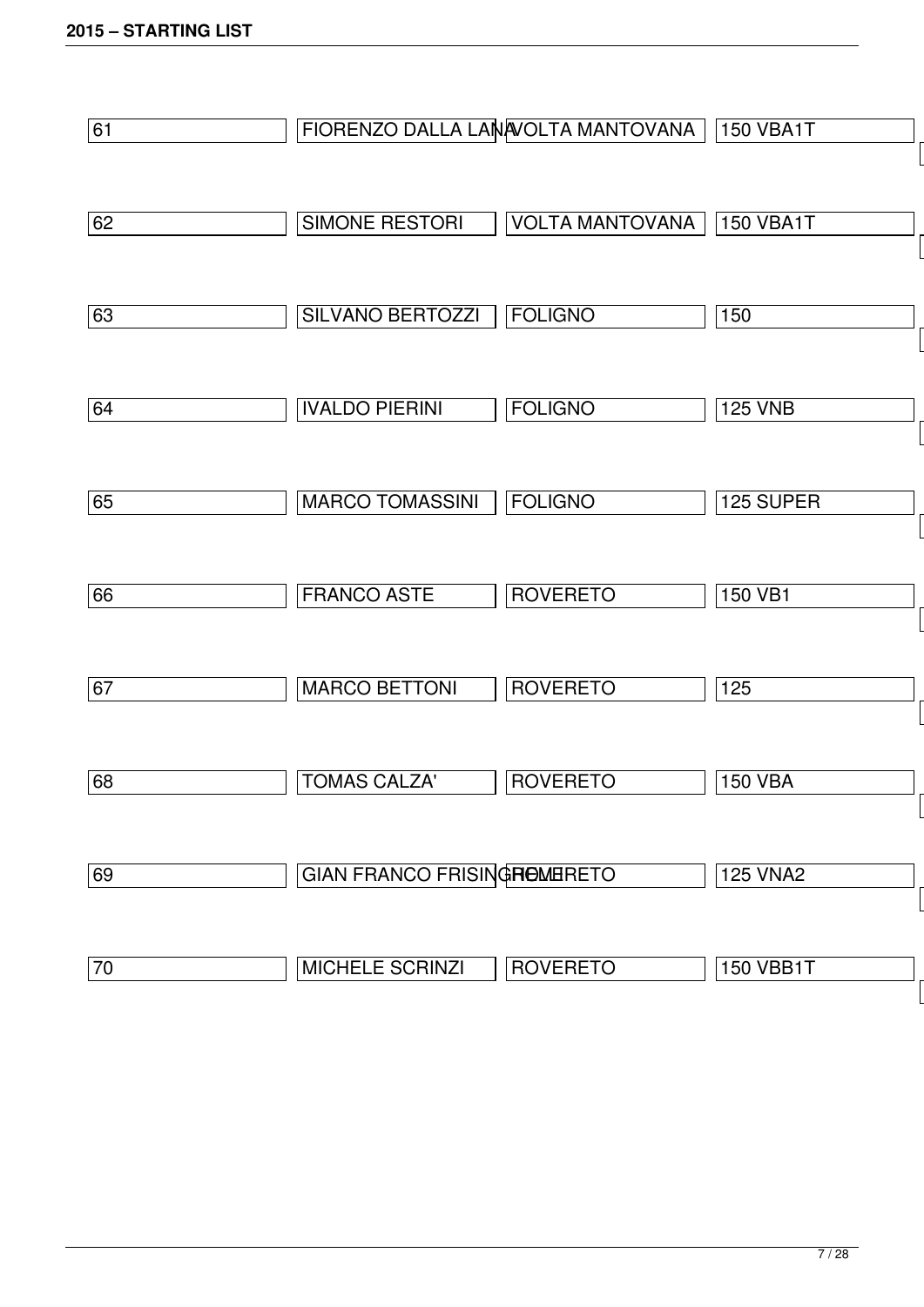| | | | |
|---|---|---|---|
| 61 | FIORENZO DALLA LANA | VOLTA MANTOVANA | 150 VBA1T |
| 62 | SIMONE RESTORI | VOLTA MANTOVANA | 150 VBA1T |
| 63 | SILVANO BERTOZZI | FOLIGNO | 150 |
| 64 | IVALDO PIERINI | FOLIGNO | 125 VNB |
| 65 | MARCO TOMASSINI | FOLIGNO | 125 SUPER |
| 66 | FRANCO ASTE | ROVERETO | 150 VB1 |
| 67 | MARCO BETTONI | ROVERETO | 125 |
| 68 | TOMAS CALZA' | ROVERETO | 150 VBA |
| 69 | GIAN FRANCO FRISINGHELLI | ROVERETO | 125 VNA2 |
| 70 | MICHELE SCRINZI | ROVERETO | 150 VBB1T |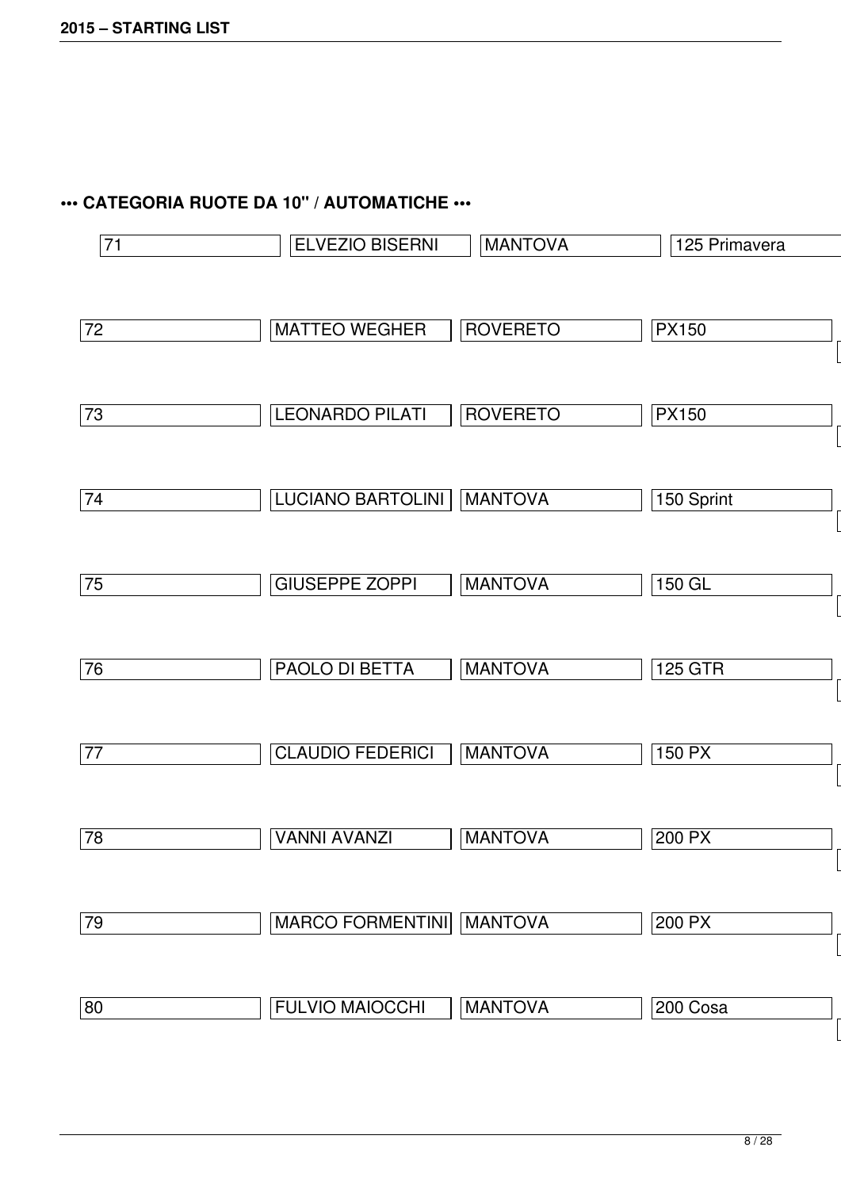**••• CATEGORIA RUOTE DA 10" / AUTOMATICHE •••**

| | | | |
|---|---|---|---|
| 71 | ELVEZIO BISERNI | MANTOVA | 125 Primavera |
| 72 | MATTEO WEGHER | ROVERETO | PX150 |
| 73 | LEONARDO PILATI | ROVERETO | PX150 |
| 74 | LUCIANO BARTOLINI | MANTOVA | 150 Sprint |
| 75 | GIUSEPPE ZOPPI | MANTOVA | 150 GL |
| 76 | PAOLO DI BETTA | MANTOVA | 125 GTR |
| 77 | CLAUDIO FEDERICI | MANTOVA | 150 PX |
| 78 | VANNI AVANZI | MANTOVA | 200 PX |
| 79 | MARCO FORMENTINI | MANTOVA | 200 PX |
| 80 | FULVIO MAIOCCHI | MANTOVA | 200 Cosa |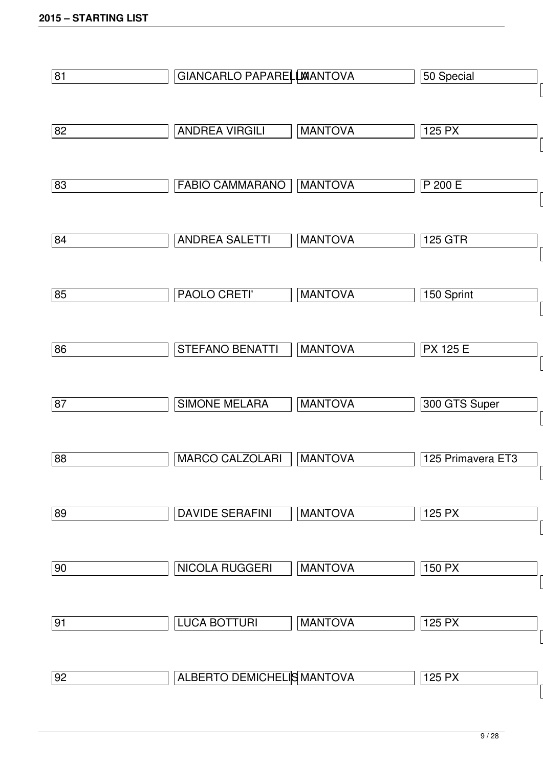| | | | |
|---|---|---|---|
| 81 | GIANCARLO PAPARELLI | MANTOVA | 50 Special |
| 82 | ANDREA VIRGILI | MANTOVA | 125 PX |
| 83 | FABIO CAMMARANO | MANTOVA | P 200 E |
| 84 | ANDREA SALETTI | MANTOVA | 125 GTR |
| 85 | PAOLO CRETI' | MANTOVA | 150 Sprint |
| 86 | STEFANO BENATTI | MANTOVA | PX 125 E |
| 87 | SIMONE MELARA | MANTOVA | 300 GTS Super |
| 88 | MARCO CALZOLARI | MANTOVA | 125 Primavera ET3 |
| 89 | DAVIDE SERAFINI | MANTOVA | 125 PX |
| 90 | NICOLA RUGGERI | MANTOVA | 150 PX |
| 91 | LUCA BOTTURI | MANTOVA | 125 PX |
| 92 | ALBERTO DEMICHELIS | MANTOVA | 125 PX |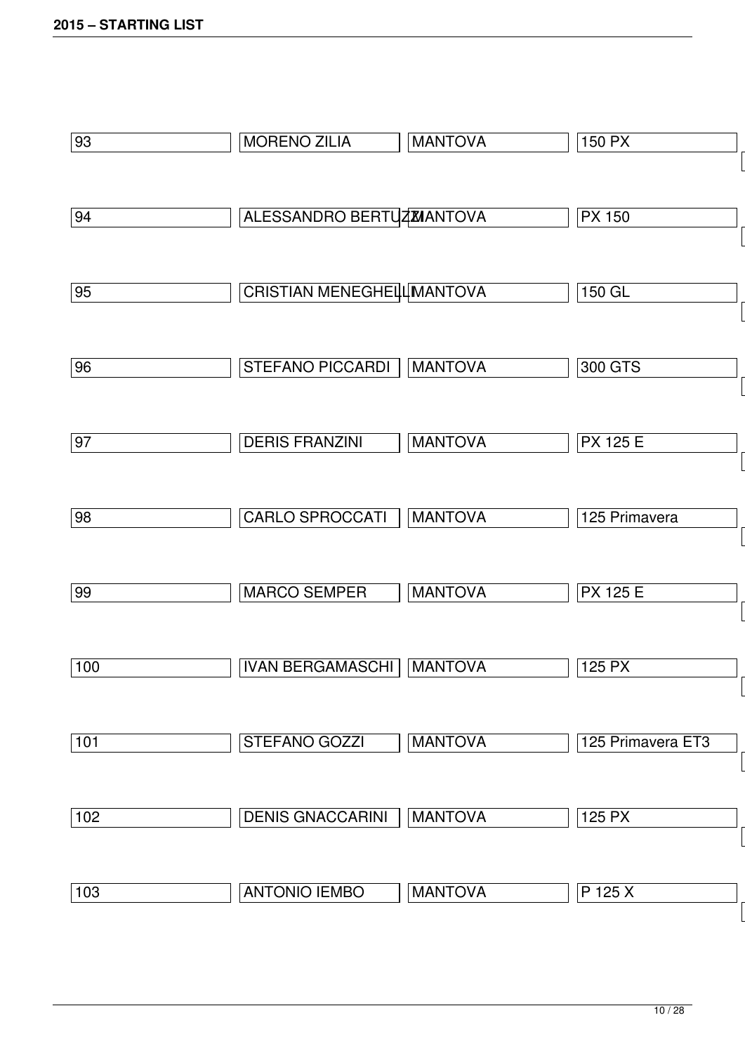| | | | |
|---|---|---|---|
| 93 | MORENO ZILIA | MANTOVA | 150 PX |
| 94 | ALESSANDRO BERTUZZI | MANTOVA | PX 150 |
| 95 | CRISTIAN MENEGHELLI | MANTOVA | 150 GL |
| 96 | STEFANO PICCARDI | MANTOVA | 300 GTS |
| 97 | DERIS FRANZINI | MANTOVA | PX 125 E |
| 98 | CARLO SPROCCATI | MANTOVA | 125 Primavera |
| 99 | MARCO SEMPER | MANTOVA | PX 125 E |
| 100 | IVAN BERGAMASCHI | MANTOVA | 125 PX |
| 101 | STEFANO GOZZI | MANTOVA | 125 Primavera ET3 |
| 102 | DENIS GNACCARINI | MANTOVA | 125 PX |
| 103 | ANTONIO IEMBO | MANTOVA | P 125 X |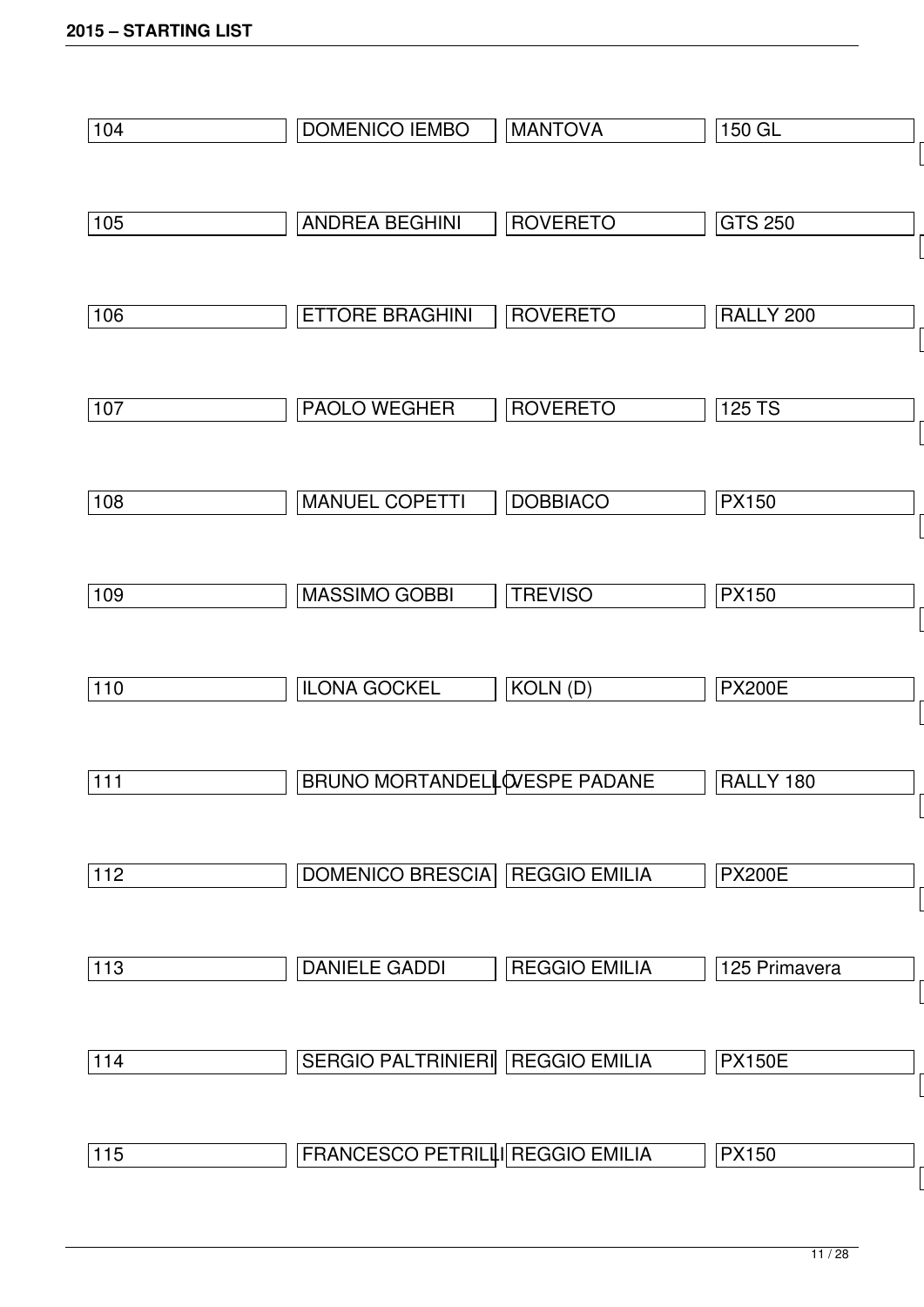## 2015 – STARTING LIST

| | | | |
|---|---|---|---|
| 104 | DOMENICO IEMBO | MANTOVA | 150 GL |
| 105 | ANDREA BEGHINI | ROVERETO | GTS 250 |
| 106 | ETTORE BRAGHINI | ROVERETO | RALLY 200 |
| 107 | PAOLO WEGHER | ROVERETO | 125 TS |
| 108 | MANUEL COPETTI | DOBBIACO | PX150 |
| 109 | MASSIMO GOBBI | TREVISO | PX150 |
| 110 | ILONA GOCKEL | KOLN (D) | PX200E |
| 111 | BRUNO MORTANDELLO | VESPE PADANE | RALLY 180 |
| 112 | DOMENICO BRESCIA | REGGIO EMILIA | PX200E |
| 113 | DANIELE GADDI | REGGIO EMILIA | 125 Primavera |
| 114 | SERGIO PALTRINIERI | REGGIO EMILIA | PX150E |
| 115 | FRANCESCO PETRILLI | REGGIO EMILIA | PX150 |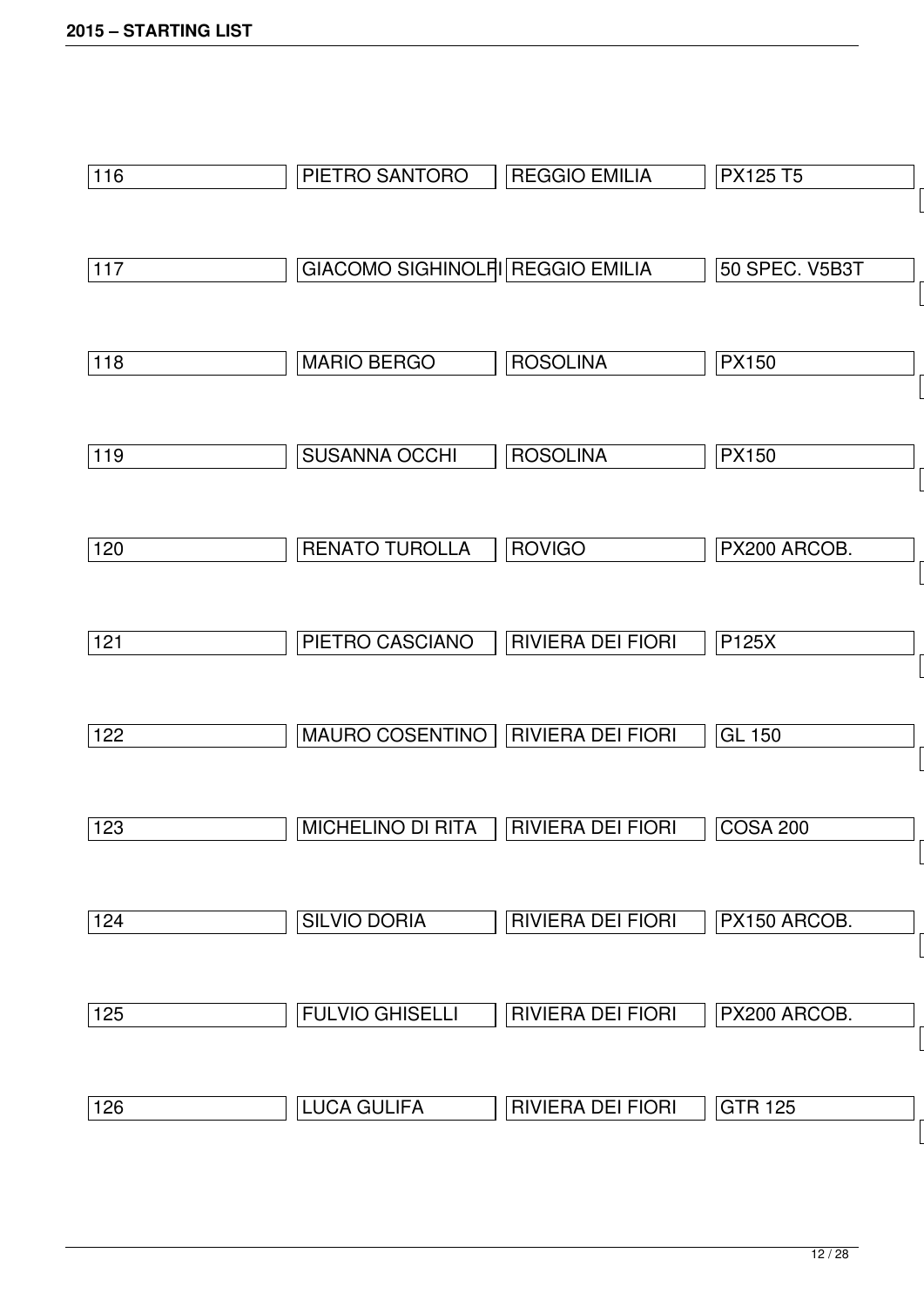| | | | |
|---|---|---|---|
| 116 | PIETRO SANTORO | REGGIO EMILIA | PX125 T5 |
| 117 | GIACOMO SIGHINOLFI | REGGIO EMILIA | 50 SPEC. V5B3T |
| 118 | MARIO BERGO | ROSOLINA | PX150 |
| 119 | SUSANNA OCCHI | ROSOLINA | PX150 |
| 120 | RENATO TUROLLA | ROVIGO | PX200 ARCOB. |
| 121 | PIETRO CASCIANO | RIVIERA DEI FIORI | P125X |
| 122 | MAURO COSENTINO | RIVIERA DEI FIORI | GL 150 |
| 123 | MICHELINO DI RITA | RIVIERA DEI FIORI | COSA 200 |
| 124 | SILVIO DORIA | RIVIERA DEI FIORI | PX150 ARCOB. |
| 125 | FULVIO GHISELLI | RIVIERA DEI FIORI | PX200 ARCOB. |
| 126 | LUCA GULIFA | RIVIERA DEI FIORI | GTR 125 |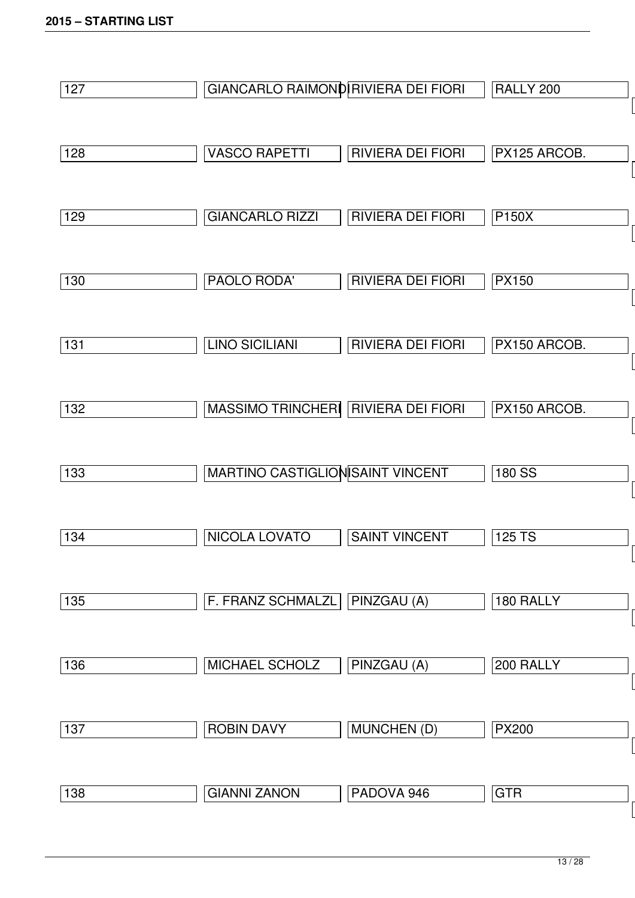## 2015 – STARTING LIST

| | | | |
|---|---|---|---|
| 127 | GIANCARLO RAIMONDI | RIVIERA DEI FIORI | RALLY 200 |
| 128 | VASCO RAPETTI | RIVIERA DEI FIORI | PX125 ARCOB. |
| 129 | GIANCARLO RIZZI | RIVIERA DEI FIORI | P150X |
| 130 | PAOLO RODA' | RIVIERA DEI FIORI | PX150 |
| 131 | LINO SICILIANI | RIVIERA DEI FIORI | PX150 ARCOB. |
| 132 | MASSIMO TRINCHERI | RIVIERA DEI FIORI | PX150 ARCOB. |
| 133 | MARTINO CASTIGLIONI | SAINT VINCENT | 180 SS |
| 134 | NICOLA LOVATO | SAINT VINCENT | 125 TS |
| 135 | F. FRANZ SCHMALZL | PINZGAU (A) | 180 RALLY |
| 136 | MICHAEL SCHOLZ | PINZGAU (A) | 200 RALLY |
| 137 | ROBIN DAVY | MUNCHEN (D) | PX200 |
| 138 | GIANNI ZANON | PADOVA 946 | GTR |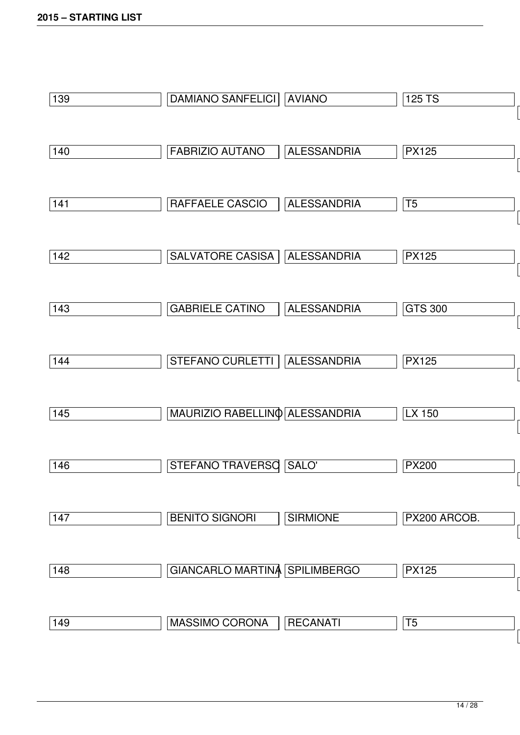| 139 | DAMIANO SANFELICI | AVIANO | 125 TS |
|---|---|---|---|
| 140 | FABRIZIO AUTANO | ALESSANDRIA | PX125 |
| 141 | RAFFAELE CASCIO | ALESSANDRIA | T5 |
| 142 | SALVATORE CASISA | ALESSANDRIA | PX125 |
| 143 | GABRIELE CATINO | ALESSANDRIA | GTS 300 |
| 144 | STEFANO CURLETTI | ALESSANDRIA | PX125 |
| 145 | MAURIZIO RABELLINO | ALESSANDRIA | LX 150 |
| 146 | STEFANO TRAVERSO | SALO' | PX200 |
| 147 | BENITO SIGNORI | SIRMIONE | PX200 ARCOB. |
| 148 | GIANCARLO MARTINA | SPILIMBERGO | PX125 |
| 149 | MASSIMO CORONA | RECANATI | T5 |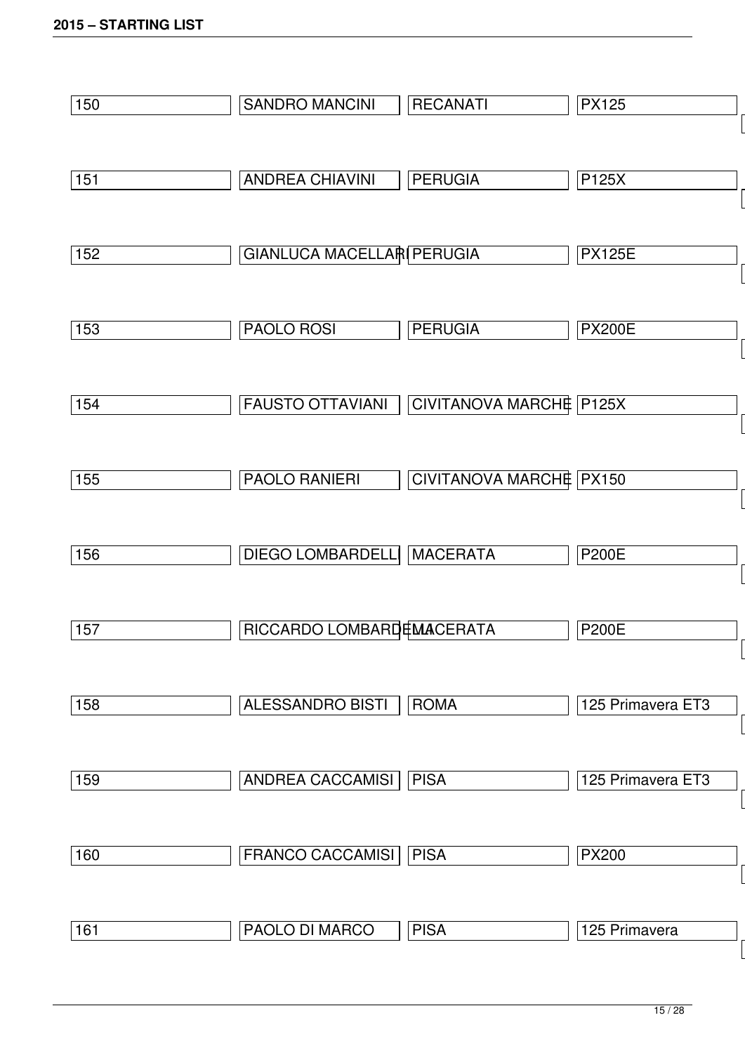## 2015 – STARTING LIST

| | | | |
|---|---|---|---|
| 150 | SANDRO MANCINI | RECANATI | PX125 |
| 151 | ANDREA CHIAVINI | PERUGIA | P125X |
| 152 | GIANLUCA MACELLARI | PERUGIA | PX125E |
| 153 | PAOLO ROSI | PERUGIA | PX200E |
| 154 | FAUSTO OTTAVIANI | CIVITANOVA MARCHE | P125X |
| 155 | PAOLO RANIERI | CIVITANOVA MARCHE | PX150 |
| 156 | DIEGO LOMBARDELLI | MACERATA | P200E |
| 157 | RICCARDO LOMBARDELLI | MACERATA | P200E |
| 158 | ALESSANDRO BISTI | ROMA | 125 Primavera ET3 |
| 159 | ANDREA CACCAMISI | PISA | 125 Primavera ET3 |
| 160 | FRANCO CACCAMISI | PISA | PX200 |
| 161 | PAOLO DI MARCO | PISA | 125 Primavera |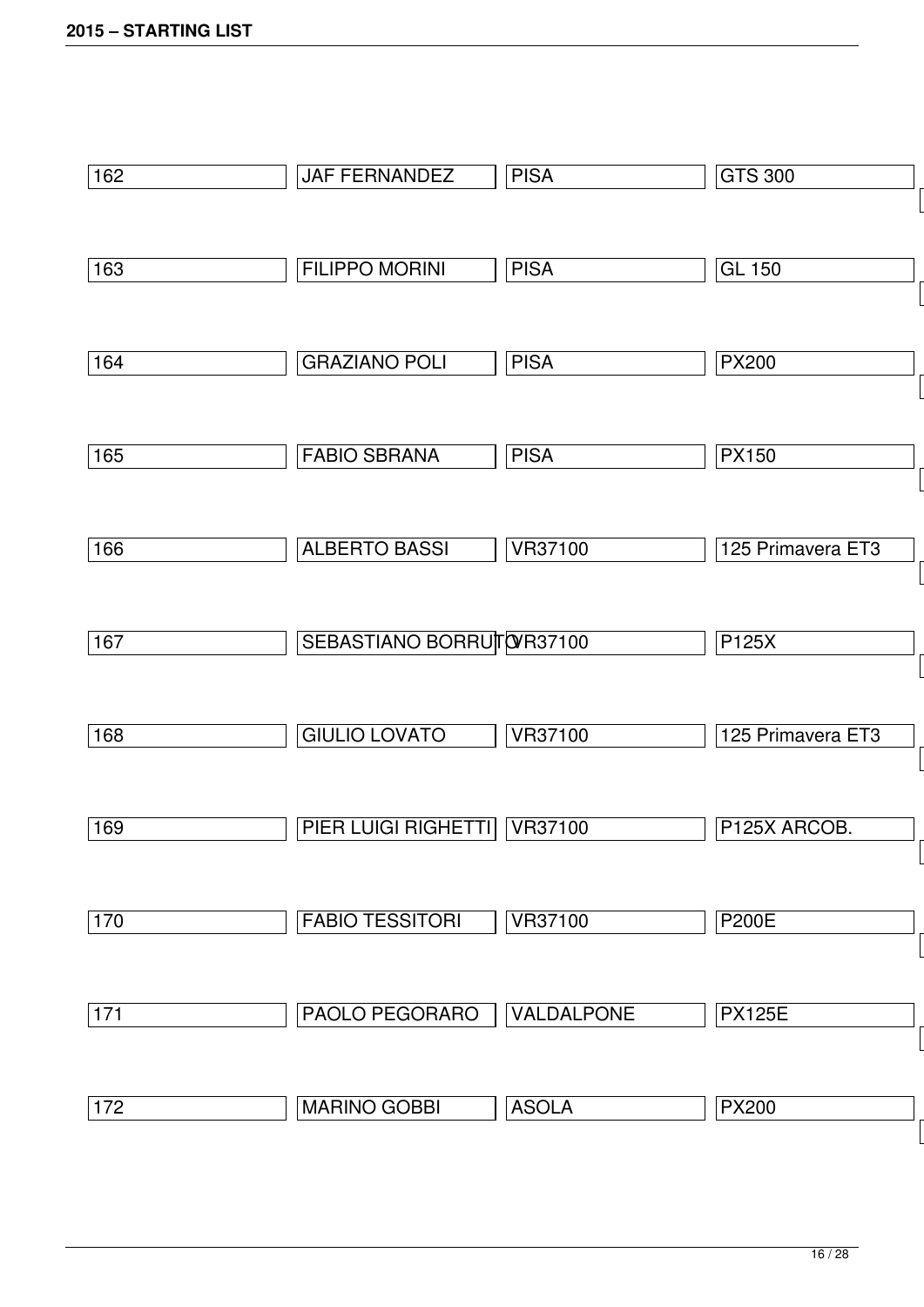| | | | |
|---|---|---|---|
| 162 | JAF FERNANDEZ | PISA | GTS 300 |
| 163 | FILIPPO MORINI | PISA | GL 150 |
| 164 | GRAZIANO POLI | PISA | PX200 |
| 165 | FABIO SBRANA | PISA | PX150 |
| 166 | ALBERTO BASSI | VR37100 | 125 Primavera ET3 |
| 167 | SEBASTIANO BORRUTO | VR37100 | P125X |
| 168 | GIULIO LOVATO | VR37100 | 125 Primavera ET3 |
| 169 | PIER LUIGI RIGHETTI | VR37100 | P125X ARCOB. |
| 170 | FABIO TESSITORI | VR37100 | P200E |
| 171 | PAOLO PEGORARO | VALDALPONE | PX125E |
| 172 | MARINO GOBBI | ASOLA | PX200 |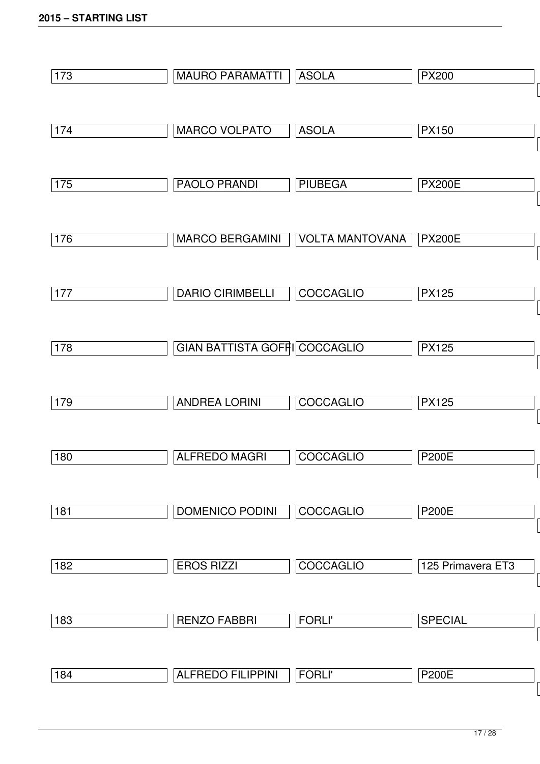| | | | |
|---|---|---|---|
| 173 | MAURO PARAMATTI | ASOLA | PX200 |
| 174 | MARCO VOLPATO | ASOLA | PX150 |
| 175 | PAOLO PRANDI | PIUBEGA | PX200E |
| 176 | MARCO BERGAMINI | VOLTA MANTOVANA | PX200E |
| 177 | DARIO CIRIMBELLI | COCCAGLIO | PX125 |
| 178 | GIAN BATTISTA GOFFI | COCCAGLIO | PX125 |
| 179 | ANDREA LORINI | COCCAGLIO | PX125 |
| 180 | ALFREDO MAGRI | COCCAGLIO | P200E |
| 181 | DOMENICO PODINI | COCCAGLIO | P200E |
| 182 | EROS RIZZI | COCCAGLIO | 125 Primavera ET3 |
| 183 | RENZO FABBRI | FORLI' | SPECIAL |
| 184 | ALFREDO FILIPPINI | FORLI' | P200E |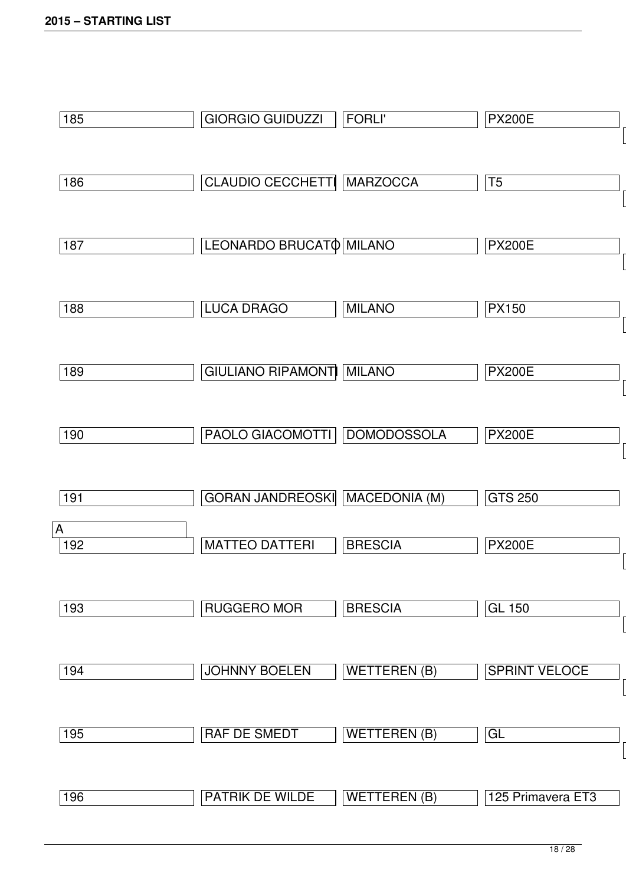| | | | |
|---|---|---|---|
| 185 | GIORGIO GUIDUZZI | FORLI' | PX200E |
| 186 | CLAUDIO CECCHETTI | MARZOCCA | T5 |
| 187 | LEONARDO BRUCATO | MILANO | PX200E |
| 188 | LUCA DRAGO | MILANO | PX150 |
| 189 | GIULIANO RIPAMONTI | MILANO | PX200E |
| 190 | PAOLO GIACOMOTTI | DOMODOSSOLA | PX200E |
| 191 | GORAN JANDREOSKI | MACEDONIA (M) | GTS 250 |
| A | | | |
| 192 | MATTEO DATTERI | BRESCIA | PX200E |
| 193 | RUGGERO MOR | BRESCIA | GL 150 |
| 194 | JOHNNY BOELEN | WETTEREN (B) | SPRINT VELOCE |
| 195 | RAF DE SMEDT | WETTEREN (B) | GL |
| 196 | PATRIK DE WILDE | WETTEREN (B) | 125 Primavera ET3 |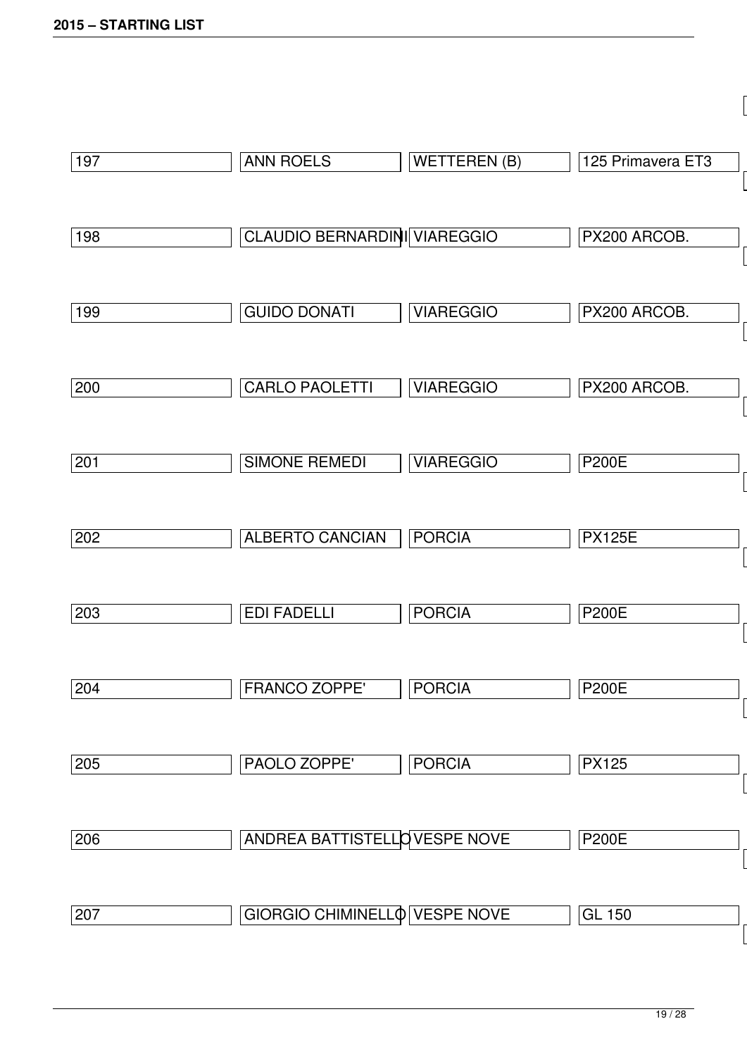| 197 | ANN ROELS | WETTEREN (B) | 125 Primavera ET3 |
|---|---|---|---|
| 198 | CLAUDIO BERNARDINI | VIAREGGIO | PX200 ARCOB. |
| 199 | GUIDO DONATI | VIAREGGIO | PX200 ARCOB. |
| 200 | CARLO PAOLETTI | VIAREGGIO | PX200 ARCOB. |
| 201 | SIMONE REMEDI | VIAREGGIO | P200E |
| 202 | ALBERTO CANCIAN | PORCIA | PX125E |
| 203 | EDI FADELLI | PORCIA | P200E |
| 204 | FRANCO ZOPPE' | PORCIA | P200E |
| 205 | PAOLO ZOPPE' | PORCIA | PX125 |
| 206 | ANDREA BATTISTELLO | VESPE NOVE | P200E |
| 207 | GIORGIO CHIMINELLO | VESPE NOVE | GL 150 |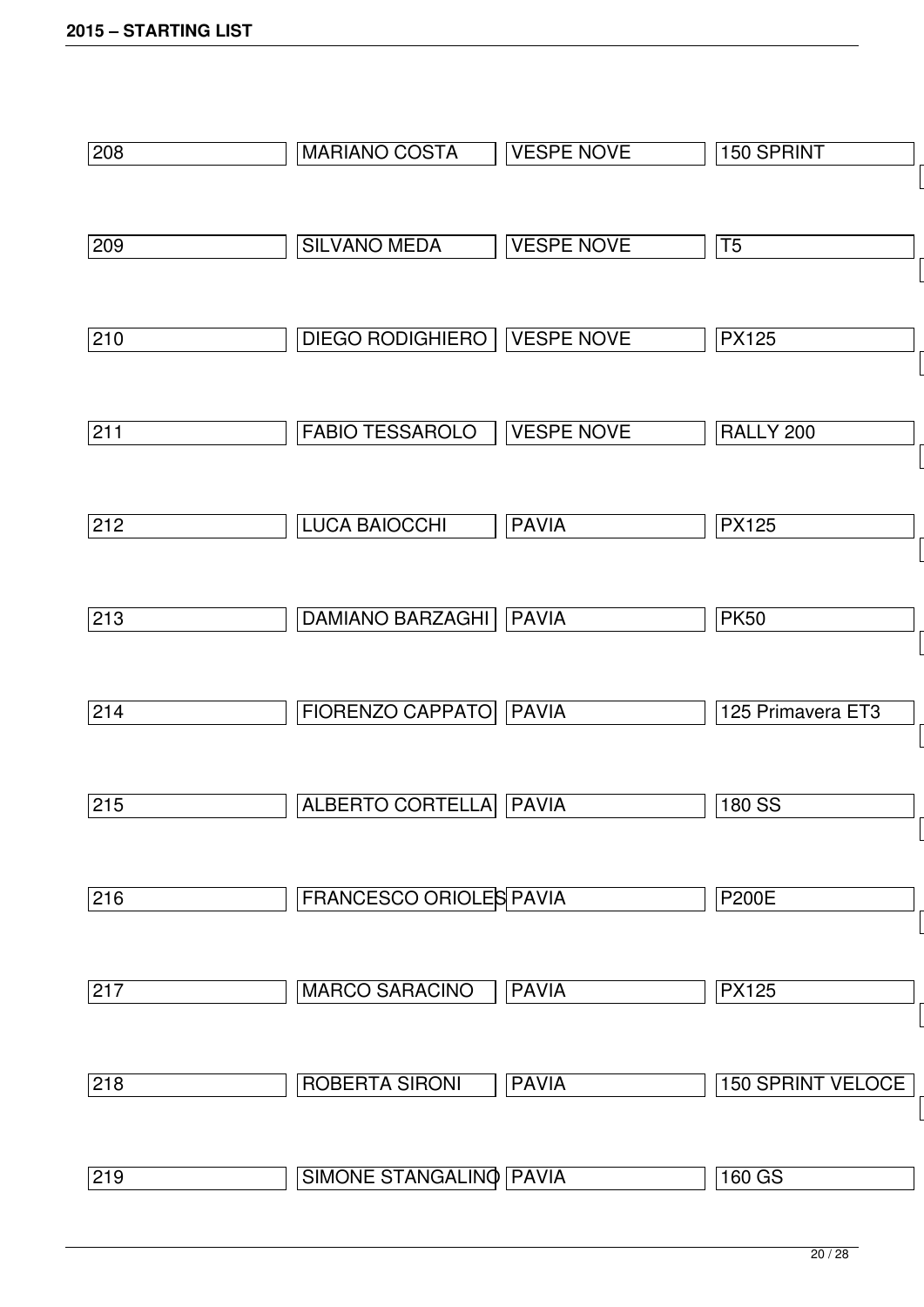| | | | |
|---|---|---|---|
| 208 | MARIANO COSTA | VESPE NOVE | 150 SPRINT |
| 209 | SILVANO MEDA | VESPE NOVE | T5 |
| 210 | DIEGO RODIGHIERO | VESPE NOVE | PX125 |
| 211 | FABIO TESSAROLO | VESPE NOVE | RALLY 200 |
| 212 | LUCA BAIOCCHI | PAVIA | PX125 |
| 213 | DAMIANO BARZAGHI | PAVIA | PK50 |
| 214 | FIORENZO CAPPATO | PAVIA | 125 Primavera ET3 |
| 215 | ALBERTO CORTELLA | PAVIA | 180 SS |
| 216 | FRANCESCO ORIOLES | PAVIA | P200E |
| 217 | MARCO SARACINO | PAVIA | PX125 |
| 218 | ROBERTA SIRONI | PAVIA | 150 SPRINT VELOCE |
| 219 | SIMONE STANGALINO | PAVIA | 160 GS |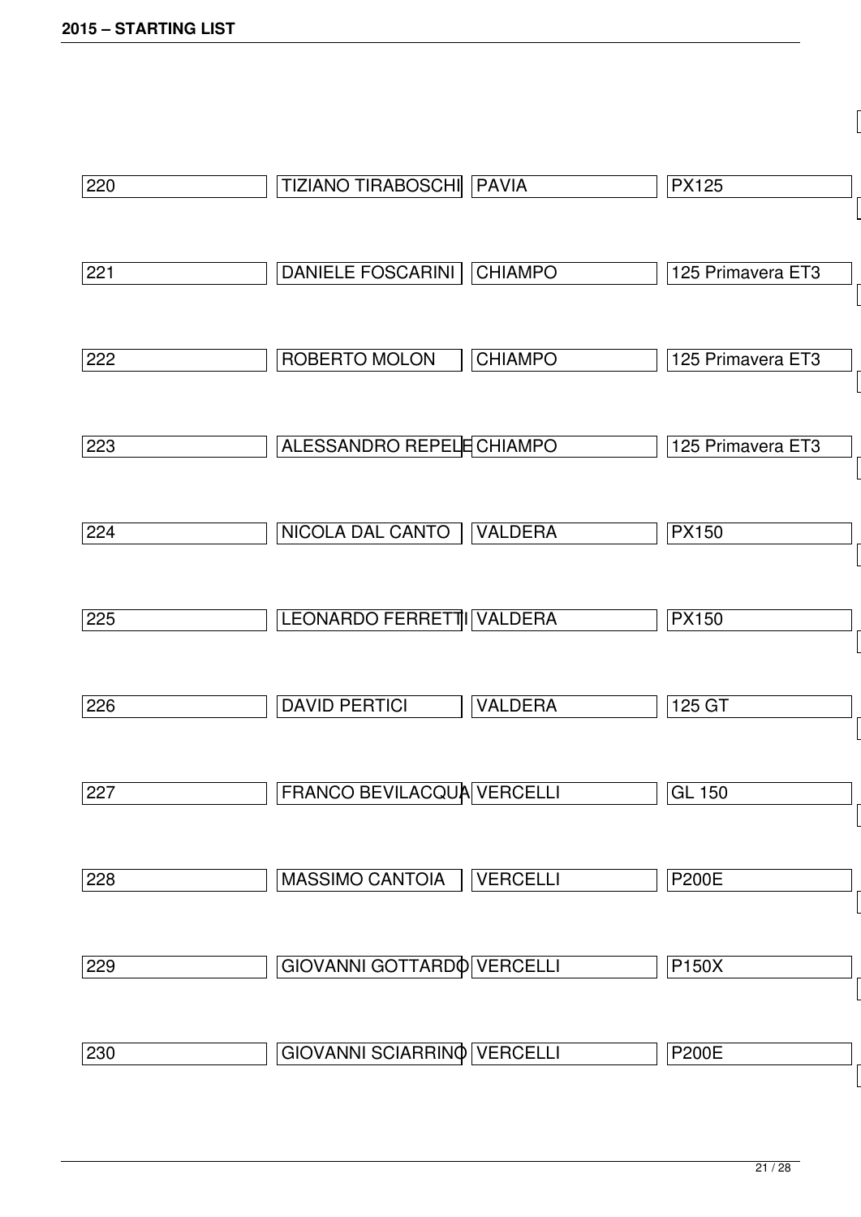| | | | |
|---|---|---|---|
| 220 | TIZIANO TIRABOSCHI | PAVIA | PX125 |
| 221 | DANIELE FOSCARINI | CHIAMPO | 125 Primavera ET3 |
| 222 | ROBERTO MOLON | CHIAMPO | 125 Primavera ET3 |
| 223 | ALESSANDRO REPELE | CHIAMPO | 125 Primavera ET3 |
| 224 | NICOLA DAL CANTO | VALDERA | PX150 |
| 225 | LEONARDO FERRETTI | VALDERA | PX150 |
| 226 | DAVID PERTICI | VALDERA | 125 GT |
| 227 | FRANCO BEVILACQUA | VERCELLI | GL 150 |
| 228 | MASSIMO CANTOIA | VERCELLI | P200E |
| 229 | GIOVANNI GOTTARDO | VERCELLI | P150X |
| 230 | GIOVANNI SCIARRINO | VERCELLI | P200E |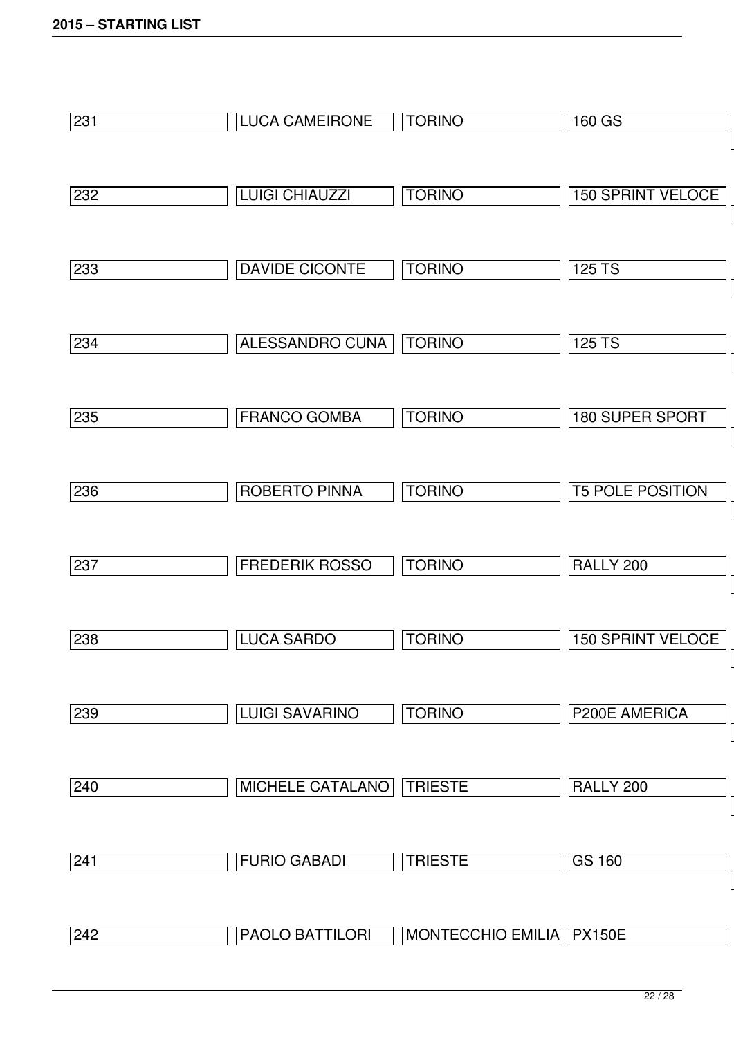| | | | |
|---|---|---|---|
| 231 | LUCA CAMEIRONE | TORINO | 160 GS |
| 232 | LUIGI CHIAUZZI | TORINO | 150 SPRINT VELOCE |
| 233 | DAVIDE CICONTE | TORINO | 125 TS |
| 234 | ALESSANDRO CUNA | TORINO | 125 TS |
| 235 | FRANCO GOMBA | TORINO | 180 SUPER SPORT |
| 236 | ROBERTO PINNA | TORINO | T5 POLE POSITION |
| 237 | FREDERIK ROSSO | TORINO | RALLY 200 |
| 238 | LUCA SARDO | TORINO | 150 SPRINT VELOCE |
| 239 | LUIGI SAVARINO | TORINO | P200E AMERICA |
| 240 | MICHELE CATALANO | TRIESTE | RALLY 200 |
| 241 | FURIO GABADI | TRIESTE | GS 160 |
| 242 | PAOLO BATTILORI | MONTECCHIO EMILIA | PX150E |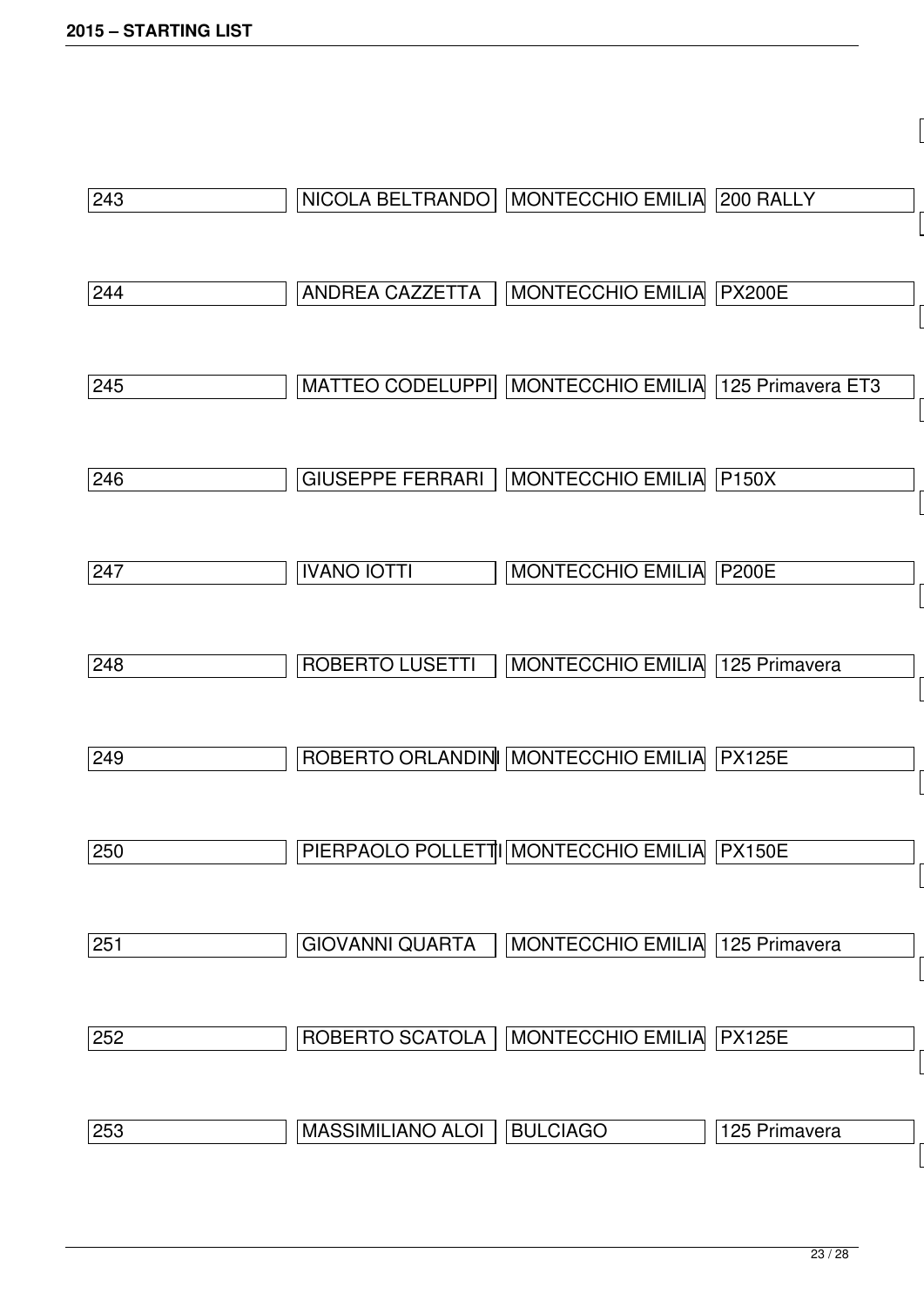| | | | |
|---|---|---|---|
| 243 | NICOLA BELTRANDO | MONTECCHIO EMILIA | 200 RALLY |
| 244 | ANDREA CAZZETTA | MONTECCHIO EMILIA | PX200E |
| 245 | MATTEO CODELUPPI | MONTECCHIO EMILIA | 125 Primavera ET3 |
| 246 | GIUSEPPE FERRARI | MONTECCHIO EMILIA | P150X |
| 247 | IVANO IOTTI | MONTECCHIO EMILIA | P200E |
| 248 | ROBERTO LUSETTI | MONTECCHIO EMILIA | 125 Primavera |
| 249 | ROBERTO ORLANDINI | MONTECCHIO EMILIA | PX125E |
| 250 | PIERPAOLO POLLETTI | MONTECCHIO EMILIA | PX150E |
| 251 | GIOVANNI QUARTA | MONTECCHIO EMILIA | 125 Primavera |
| 252 | ROBERTO SCATOLA | MONTECCHIO EMILIA | PX125E |
| 253 | MASSIMILIANO ALOI | BULCIAGO | 125 Primavera |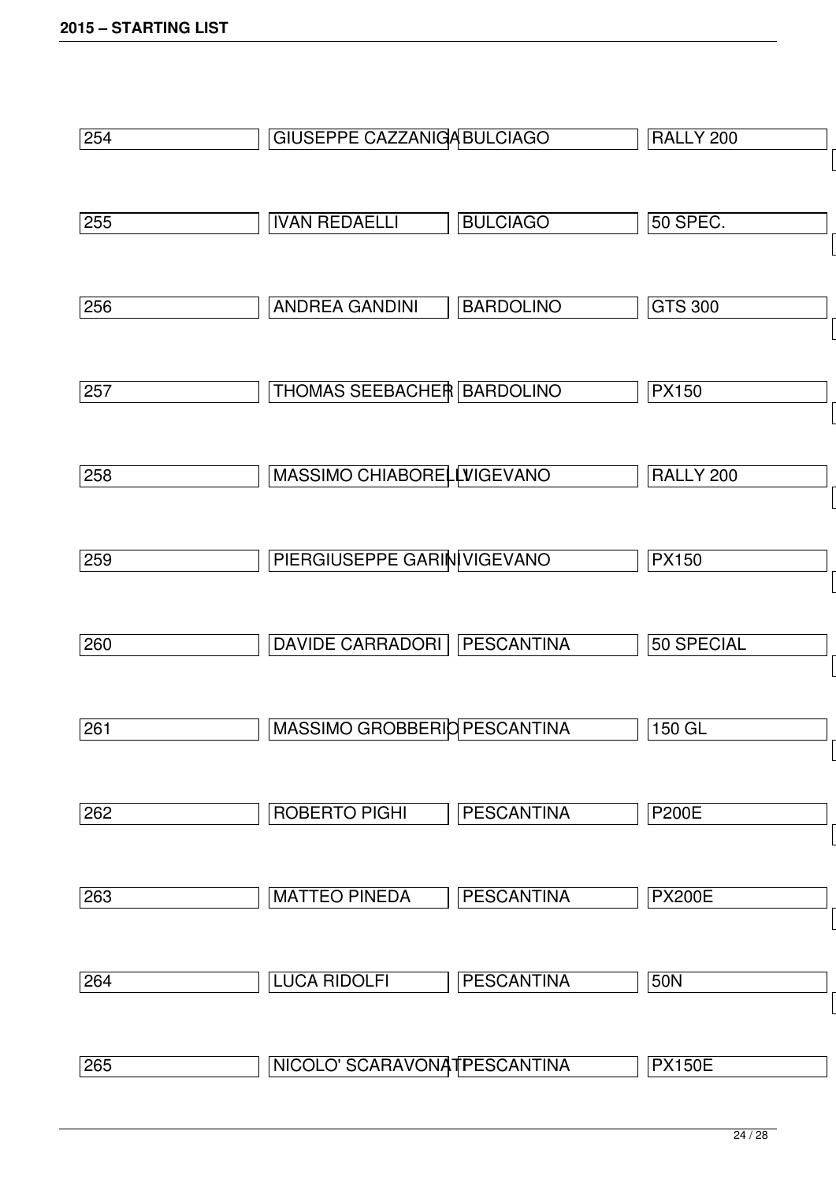| | | | |
|---|---|---|---|
| 254 | GIUSEPPE CAZZANIGA | BULCIAGO | RALLY 200 |
| 255 | IVAN REDAELLI | BULCIAGO | 50 SPEC. |
| 256 | ANDREA GANDINI | BARDOLINO | GTS 300 |
| 257 | THOMAS SEEBACHER | BARDOLINO | PX150 |
| 258 | MASSIMO CHIABORELLI | VIGEVANO | RALLY 200 |
| 259 | PIERGIUSEPPE GARINI | VIGEVANO | PX150 |
| 260 | DAVIDE CARRADORI | PESCANTINA | 50 SPECIAL |
| 261 | MASSIMO GROBBERIO | PESCANTINA | 150 GL |
| 262 | ROBERTO PIGHI | PESCANTINA | P200E |
| 263 | MATTEO PINEDA | PESCANTINA | PX200E |
| 264 | LUCA RIDOLFI | PESCANTINA | 50N |
| 265 | NICOLO' SCARAVONATI | PESCANTINA | PX150E |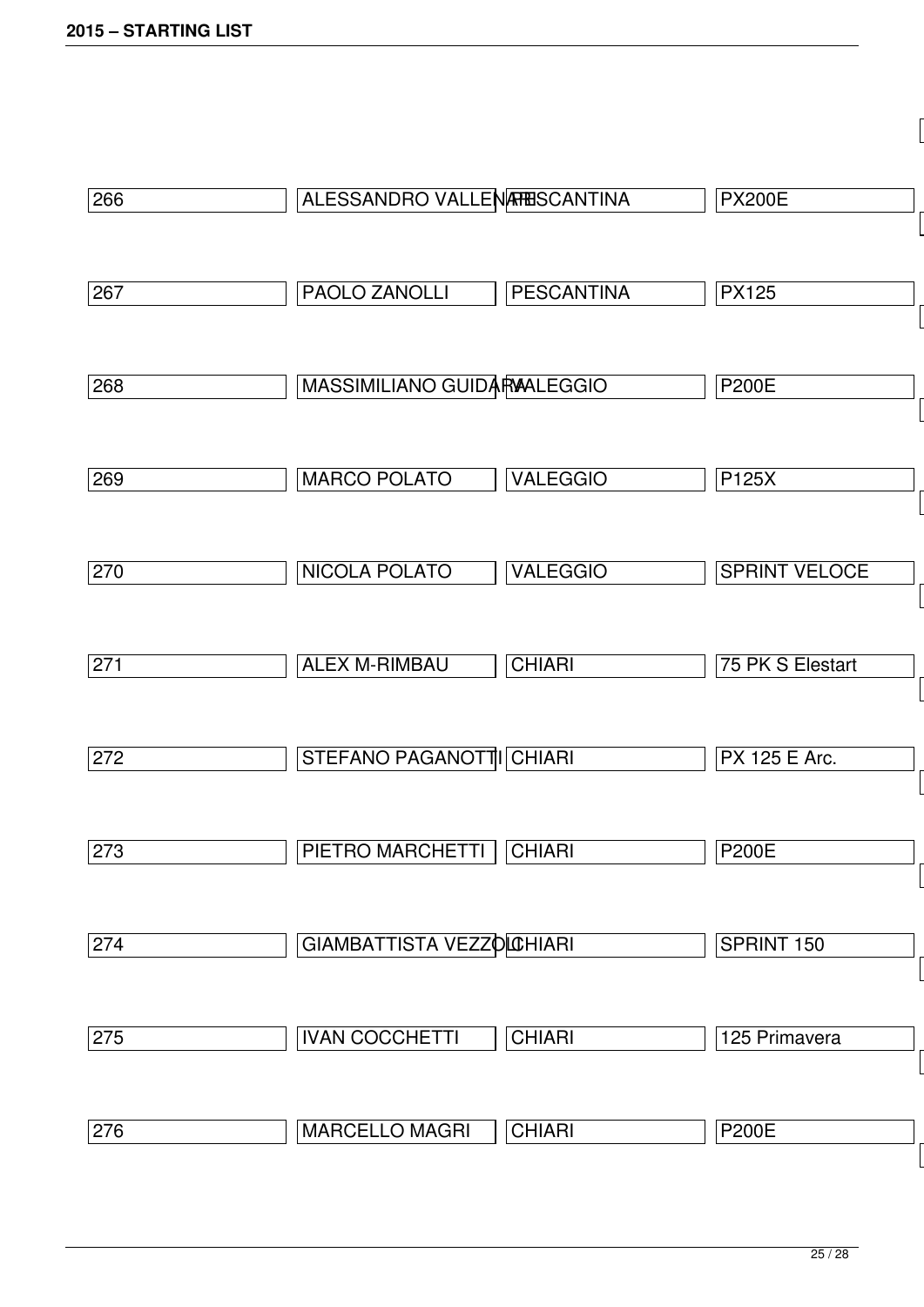| | | | |
|---|---|---|---|
| 266 | ALESSANDRO VALLENARI | PESCANTINA | PX200E |
| 267 | PAOLO ZANOLLI | PESCANTINA | PX125 |
| 268 | MASSIMILIANO GUIDARA | VALEGGIO | P200E |
| 269 | MARCO POLATO | VALEGGIO | P125X |
| 270 | NICOLA POLATO | VALEGGIO | SPRINT VELOCE |
| 271 | ALEX M-RIMBAU | CHIARI | 75 PK S Elestart |
| 272 | STEFANO PAGANOTTI | CHIARI | PX 125 E Arc. |
| 273 | PIETRO MARCHETTI | CHIARI | P200E |
| 274 | GIAMBATTISTA VEZZOLI | CHIARI | SPRINT 150 |
| 275 | IVAN COCCHETTI | CHIARI | 125 Primavera |
| 276 | MARCELLO MAGRI | CHIARI | P200E |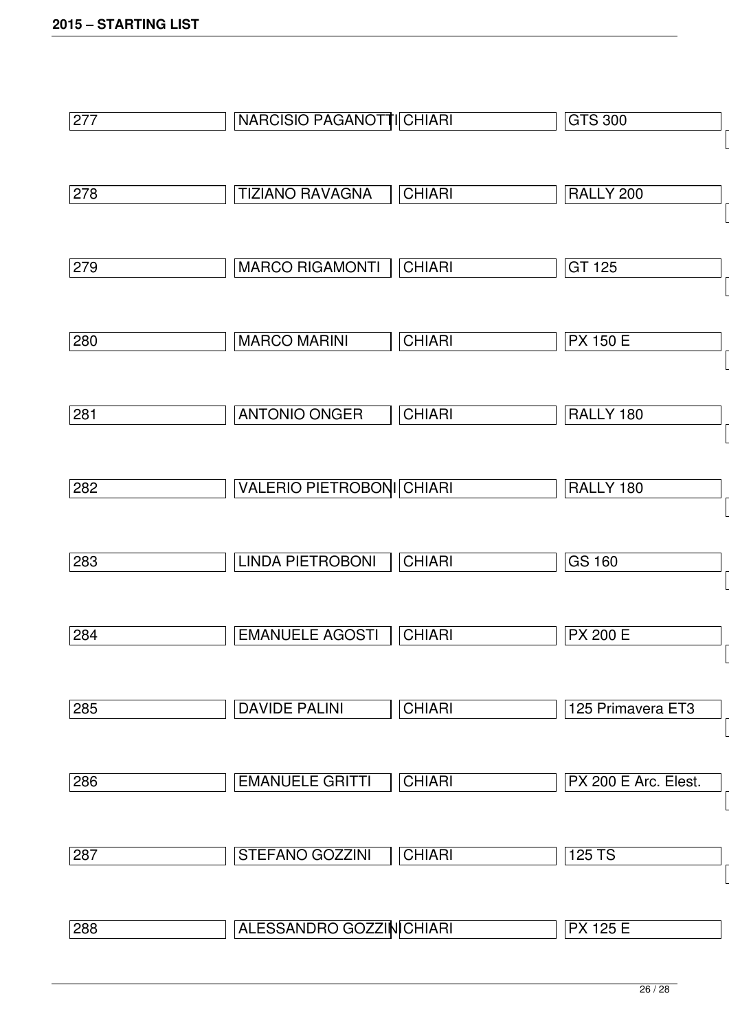| | | | |
|---|---|---|---|
| 277 | NARCISIO PAGANOTTI | CHIARI | GTS 300 |
| 278 | TIZIANO RAVAGNA | CHIARI | RALLY 200 |
| 279 | MARCO RIGAMONTI | CHIARI | GT 125 |
| 280 | MARCO MARINI | CHIARI | PX 150 E |
| 281 | ANTONIO ONGER | CHIARI | RALLY 180 |
| 282 | VALERIO PIETROBONI | CHIARI | RALLY 180 |
| 283 | LINDA PIETROBONI | CHIARI | GS 160 |
| 284 | EMANUELE AGOSTI | CHIARI | PX 200 E |
| 285 | DAVIDE PALINI | CHIARI | 125 Primavera ET3 |
| 286 | EMANUELE GRITTI | CHIARI | PX 200 E Arc. Elest. |
| 287 | STEFANO GOZZINI | CHIARI | 125 TS |
| 288 | ALESSANDRO GOZZINI | CHIARI | PX 125 E |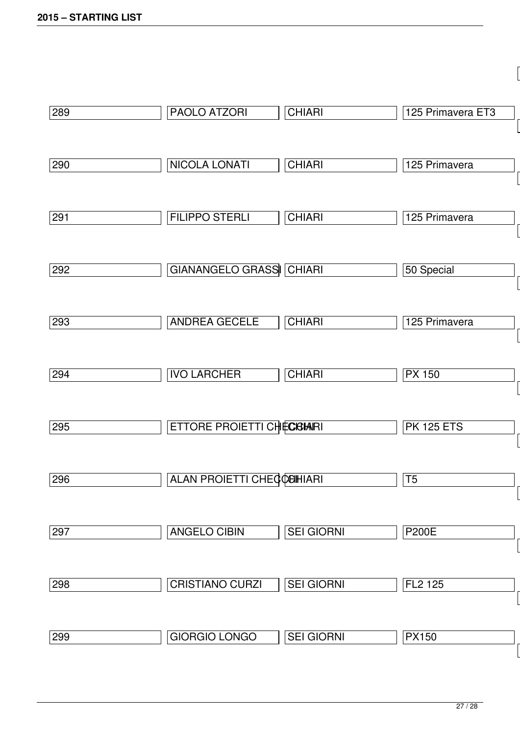| | | | |
|---|---|---|---|
| 289 | PAOLO ATZORI | CHIARI | 125 Primavera ET3 |
| 290 | NICOLA LONATI | CHIARI | 125 Primavera |
| 291 | FILIPPO STERLI | CHIARI | 125 Primavera |
| 292 | GIANANGELO GRASSI | CHIARI | 50 Special |
| 293 | ANDREA GECELE | CHIARI | 125 Primavera |
| 294 | IVO LARCHER | CHIARI | PX 150 |
| 295 | ETTORE PROIETTI CHECCHI | CHIARI | PK 125 ETS |
| 296 | ALAN PROIETTI CHECCHI | CHIARI | T5 |
| 297 | ANGELO CIBIN | SEI GIORNI | P200E |
| 298 | CRISTIANO CURZI | SEI GIORNI | FL2 125 |
| 299 | GIORGIO LONGO | SEI GIORNI | PX150 |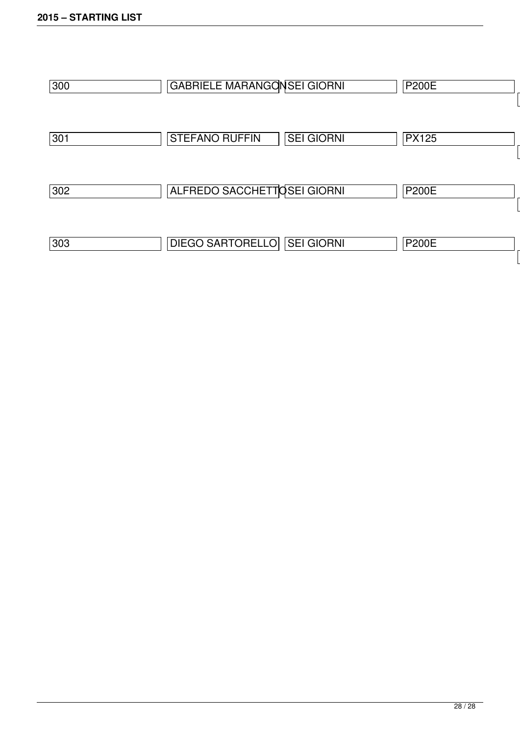| | | | |
|---|---|---|---|
| 300 | GABRIELE MARANGON | SEI GIORNI | P200E |
| 301 | STEFANO RUFFIN | SEI GIORNI | PX125 |
| 302 | ALFREDO SACCHETTO | SEI GIORNI | P200E |
| 303 | DIEGO SARTORELLO | SEI GIORNI | P200E |